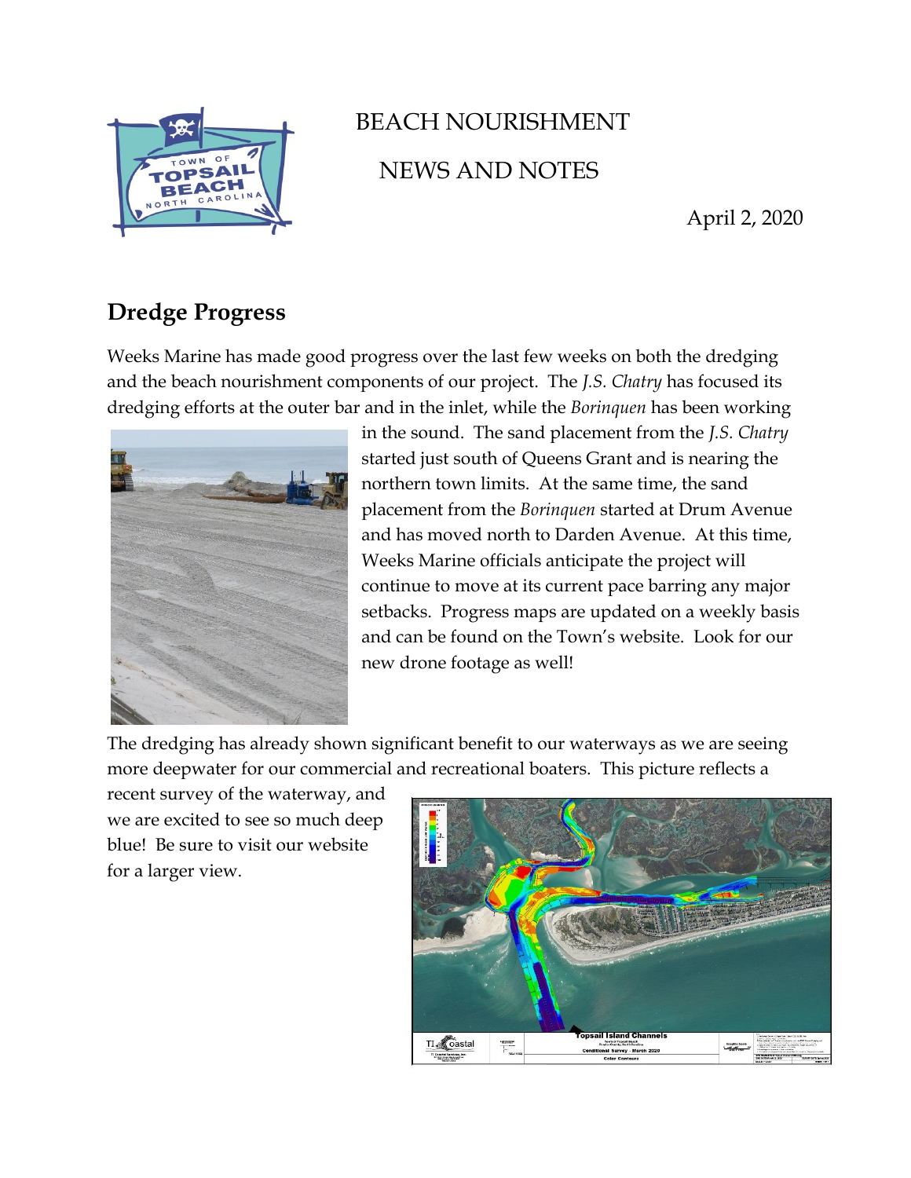# BEACH NOURISHMENT

# NEWS AND NOTES

April 2, 2020

## Dredge Progress

Weeks Marine has made good progress over the last few weeks on both the dredging and the beach nourishment components of our project. The *J.S. Chatry* has focused its dredging efforts at the outer bar and in the inlet, while the *Borinquen* has been working in the sound. The sand placement from the *J.S. Chatry* started just south of Queens Grant and is nearing the northern town limits. At the same time, the sand placement from the *Borinquen* started at Drum Avenue and has moved north to Darden Avenue. At this time, Weeks Marine officials anticipate the project will continue to move at its current pace barring any major setbacks. Progress maps are updated on a weekly basis and can be found on the Town's website. Look for our new drone footage as well!

The dredging has already shown significant benefit to our waterways as we are seeing more deepwater for our commercial and recreational boaters. This picture reflects a recent survey of the waterway, and we are excited to see so much deep blue! Be sure to visit our website for a larger view.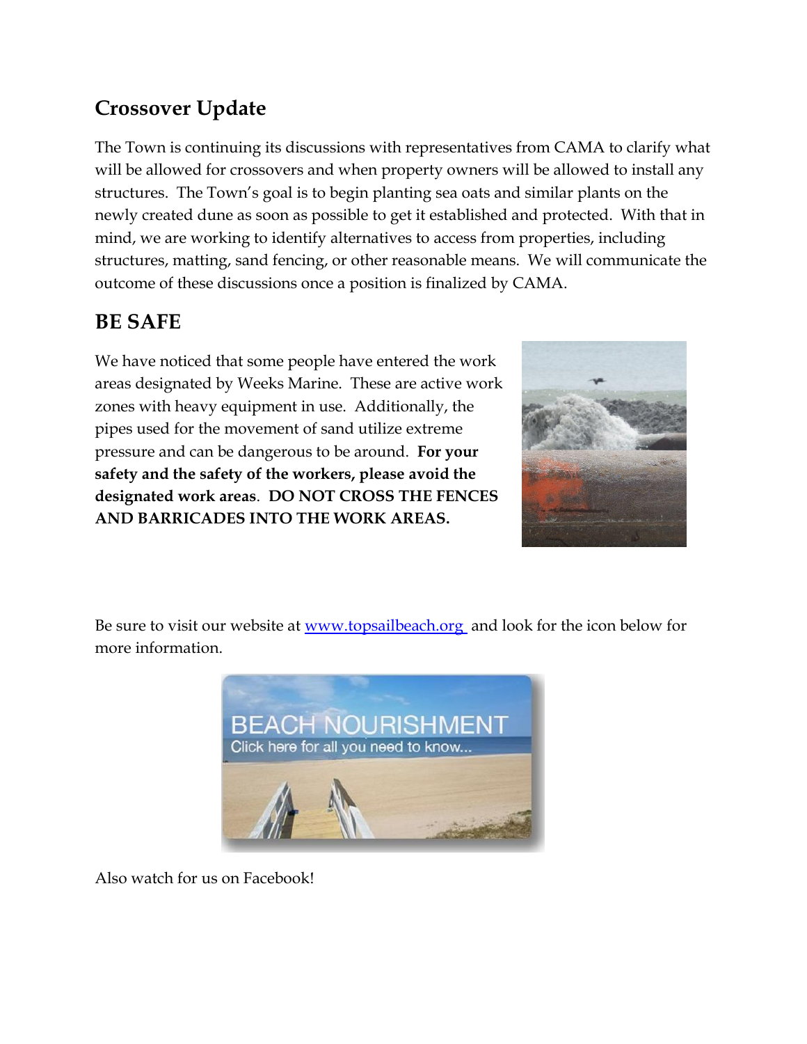## Crossover Update

The Town is continuing its discussions with representatives from CAMA to clarify what will be allowed for crossovers and when property owners will be allowed to install any structures. The Town's goal is to begin planting sea oats and similar plants on the newly created dune as soon as possible to get it established and protected. With that in mind, we are working to identify alternatives to access from properties, including structures, matting, sand fencing, or other reasonable means. We will communicate the outcome of these discussions once a position is finalized by CAMA.

## BE SAFE

We have noticed that some people have entered the work areas designated by Weeks Marine. These are active work zones with heavy equipment in use. Additionally, the pipes used for the movement of sand utilize extreme pressure and can be dangerous to be around. **For your safety and the safety of the workers, please avoid the designated work areas**. **DO NOT CROSS THE FENCES AND BARRICADES INTO THE WORK AREAS.**

Be sure to visit our website at www.topsailbeach.org and look for the icon below for more information.

Also watch for us on Facebook!